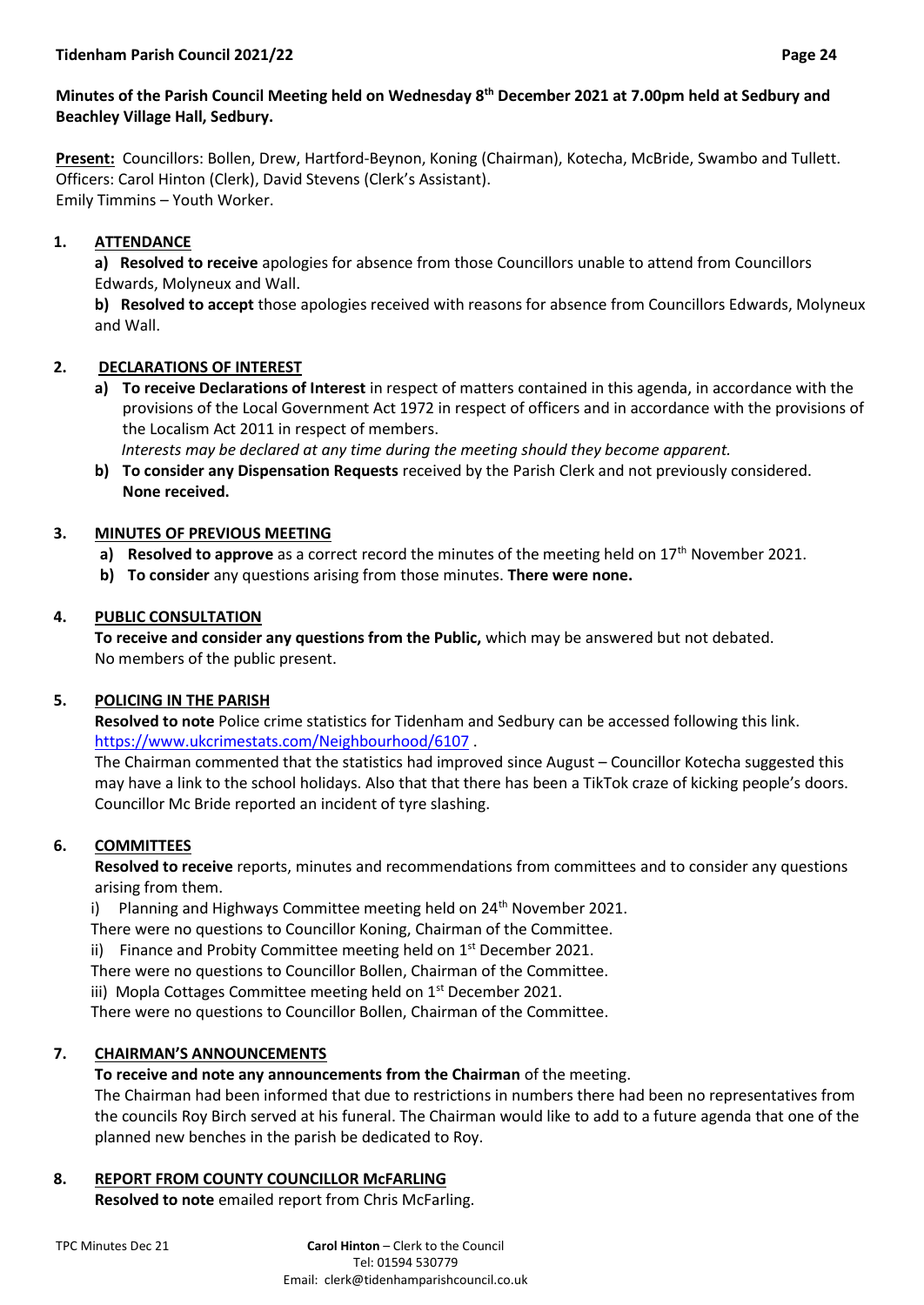**Minutes of the Parish Council Meeting held on Wednesday 8th December 2021 at 7.00pm held at Sedbury and Beachley Village Hall, Sedbury.**

**Present:** Councillors: Bollen, Drew, Hartford-Beynon, Koning (Chairman), Kotecha, McBride, Swambo and Tullett.
Officers: Carol Hinton (Clerk), David Stevens (Clerk's Assistant).
Emily Timmins – Youth Worker.

## 1. ATTENDANCE

**a) Resolved to receive** apologies for absence from those Councillors unable to attend from Councillors Edwards, Molyneux and Wall.

**b) Resolved to accept** those apologies received with reasons for absence from Councillors Edwards, Molyneux and Wall.

## 2. DECLARATIONS OF INTEREST

**a) To receive Declarations of Interest** in respect of matters contained in this agenda, in accordance with the provisions of the Local Government Act 1972 in respect of officers and in accordance with the provisions of the Localism Act 2011 in respect of members.
*Interests may be declared at any time during the meeting should they become apparent.*

**b) To consider any Dispensation Requests** received by the Parish Clerk and not previously considered.
**None received.**

## 3. MINUTES OF PREVIOUS MEETING

**a) Resolved to approve** as a correct record the minutes of the meeting held on 17th November 2021.

**b) To consider** any questions arising from those minutes. **There were none.**

## 4. PUBLIC CONSULTATION

**To receive and consider any questions from the Public,** which may be answered but not debated.
No members of the public present.

## 5. POLICING IN THE PARISH

**Resolved to note** Police crime statistics for Tidenham and Sedbury can be accessed following this link. https://www.ukcrimestats.com/Neighbourhood/6107 .

The Chairman commented that the statistics had improved since August – Councillor Kotecha suggested this may have a link to the school holidays. Also that that there has been a TikTok craze of kicking people's doors. Councillor Mc Bride reported an incident of tyre slashing.

## 6. COMMITTEES

**Resolved to receive** reports, minutes and recommendations from committees and to consider any questions arising from them.

i) Planning and Highways Committee meeting held on 24th November 2021.
There were no questions to Councillor Koning, Chairman of the Committee.

ii) Finance and Probity Committee meeting held on 1st December 2021.
There were no questions to Councillor Bollen, Chairman of the Committee.

iii) Mopla Cottages Committee meeting held on 1st December 2021.
There were no questions to Councillor Bollen, Chairman of the Committee.

## 7. CHAIRMAN'S ANNOUNCEMENTS

**To receive and note any announcements from the Chairman** of the meeting.

The Chairman had been informed that due to restrictions in numbers there had been no representatives from the councils Roy Birch served at his funeral. The Chairman would like to add to a future agenda that one of the planned new benches in the parish be dedicated to Roy.

## 8. REPORT FROM COUNTY COUNCILLOR McFARLING

**Resolved to note** emailed report from Chris McFarling.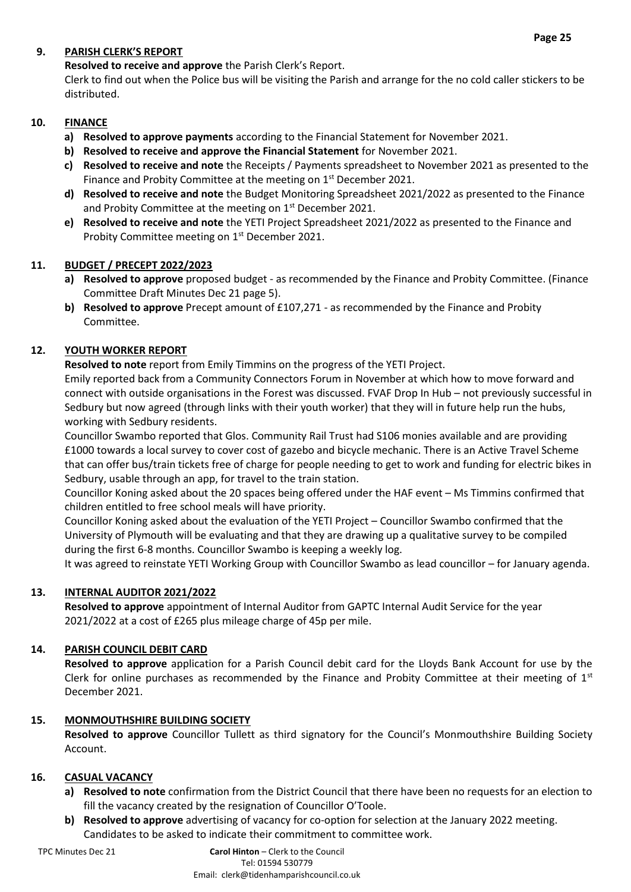## 9. PARISH CLERK'S REPORT

**Resolved to receive and approve** the Parish Clerk's Report.

Clerk to find out when the Police bus will be visiting the Parish and arrange for the no cold caller stickers to be distributed.

## 10. FINANCE

- a) **Resolved to approve payments** according to the Financial Statement for November 2021.
- b) **Resolved to receive and approve the Financial Statement** for November 2021.
- c) **Resolved to receive and note** the Receipts / Payments spreadsheet to November 2021 as presented to the Finance and Probity Committee at the meeting on 1st December 2021.
- d) **Resolved to receive and note** the Budget Monitoring Spreadsheet 2021/2022 as presented to the Finance and Probity Committee at the meeting on 1st December 2021.
- e) **Resolved to receive and note** the YETI Project Spreadsheet 2021/2022 as presented to the Finance and Probity Committee meeting on 1st December 2021.

## 11. BUDGET / PRECEPT 2022/2023

- a) **Resolved to approve** proposed budget - as recommended by the Finance and Probity Committee. (Finance Committee Draft Minutes Dec 21 page 5).
- b) **Resolved to approve** Precept amount of £107,271 - as recommended by the Finance and Probity Committee.

## 12. YOUTH WORKER REPORT

**Resolved to note** report from Emily Timmins on the progress of the YETI Project.

Emily reported back from a Community Connectors Forum in November at which how to move forward and connect with outside organisations in the Forest was discussed. FVAF Drop In Hub – not previously successful in Sedbury but now agreed (through links with their youth worker) that they will in future help run the hubs, working with Sedbury residents.

Councillor Swambo reported that Glos. Community Rail Trust had S106 monies available and are providing £1000 towards a local survey to cover cost of gazebo and bicycle mechanic. There is an Active Travel Scheme that can offer bus/train tickets free of charge for people needing to get to work and funding for electric bikes in Sedbury, usable through an app, for travel to the train station.

Councillor Koning asked about the 20 spaces being offered under the HAF event – Ms Timmins confirmed that children entitled to free school meals will have priority.

Councillor Koning asked about the evaluation of the YETI Project – Councillor Swambo confirmed that the University of Plymouth will be evaluating and that they are drawing up a qualitative survey to be compiled during the first 6-8 months. Councillor Swambo is keeping a weekly log.

It was agreed to reinstate YETI Working Group with Councillor Swambo as lead councillor – for January agenda.

## 13. INTERNAL AUDITOR 2021/2022

**Resolved to approve** appointment of Internal Auditor from GAPTC Internal Audit Service for the year 2021/2022 at a cost of £265 plus mileage charge of 45p per mile.

## 14. PARISH COUNCIL DEBIT CARD

**Resolved to approve** application for a Parish Council debit card for the Lloyds Bank Account for use by the Clerk for online purchases as recommended by the Finance and Probity Committee at their meeting of 1st December 2021.

## 15. MONMOUTHSHIRE BUILDING SOCIETY

**Resolved to approve** Councillor Tullett as third signatory for the Council's Monmouthshire Building Society Account.

## 16. CASUAL VACANCY

- a) **Resolved to note** confirmation from the District Council that there have been no requests for an election to fill the vacancy created by the resignation of Councillor O'Toole.
- b) **Resolved to approve** advertising of vacancy for co-option for selection at the January 2022 meeting. Candidates to be asked to indicate their commitment to committee work.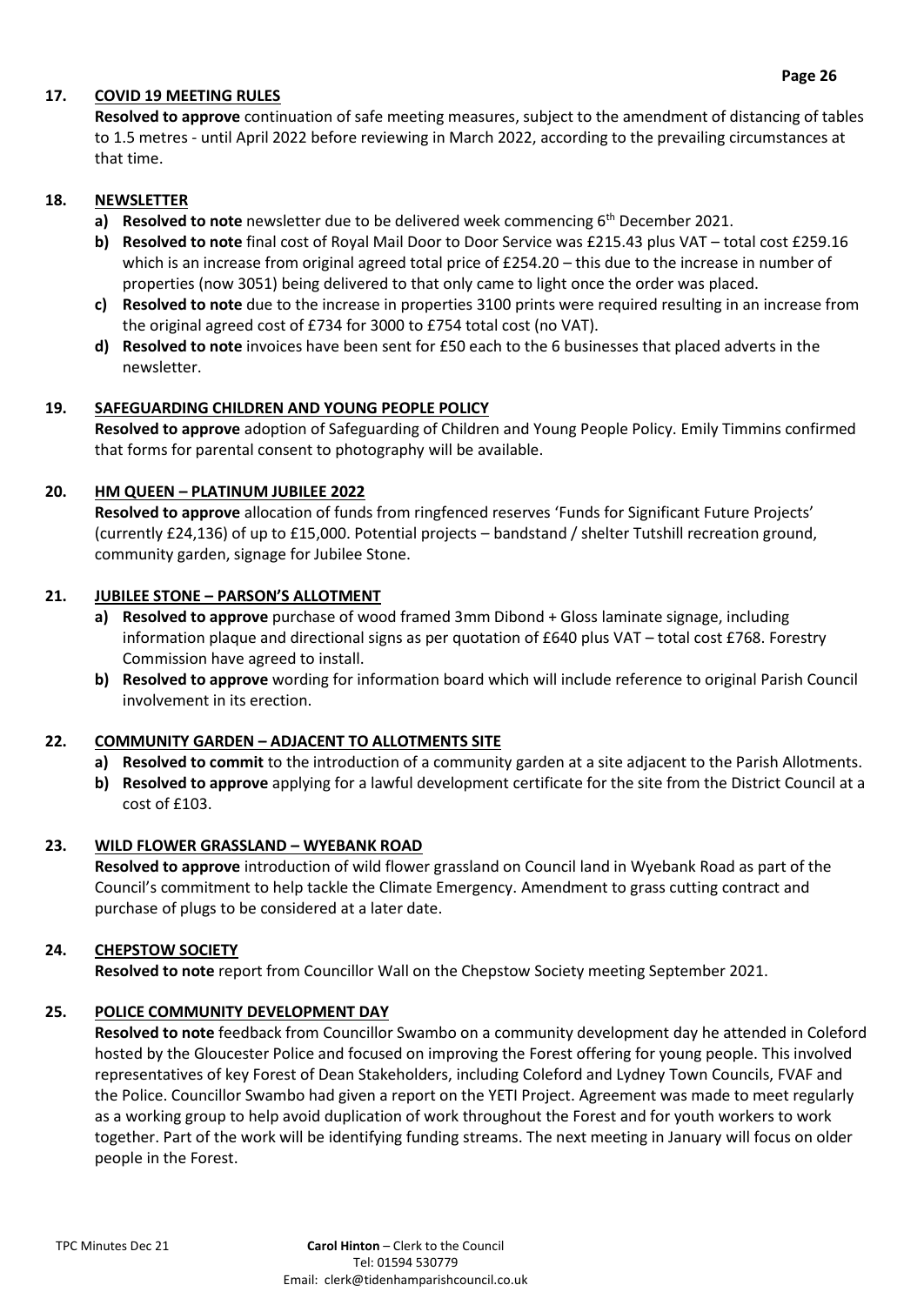## 17. COVID 19 MEETING RULES

**Resolved to approve** continuation of safe meeting measures, subject to the amendment of distancing of tables to 1.5 metres - until April 2022 before reviewing in March 2022, according to the prevailing circumstances at that time.

## 18. NEWSLETTER

- **a) Resolved to note** newsletter due to be delivered week commencing 6th December 2021.
- **b) Resolved to note** final cost of Royal Mail Door to Door Service was £215.43 plus VAT – total cost £259.16 which is an increase from original agreed total price of £254.20 – this due to the increase in number of properties (now 3051) being delivered to that only came to light once the order was placed.
- **c) Resolved to note** due to the increase in properties 3100 prints were required resulting in an increase from the original agreed cost of £734 for 3000 to £754 total cost (no VAT).
- **d) Resolved to note** invoices have been sent for £50 each to the 6 businesses that placed adverts in the newsletter.

## 19. SAFEGUARDING CHILDREN AND YOUNG PEOPLE POLICY

**Resolved to approve** adoption of Safeguarding of Children and Young People Policy. Emily Timmins confirmed that forms for parental consent to photography will be available.

## 20. HM QUEEN – PLATINUM JUBILEE 2022

**Resolved to approve** allocation of funds from ringfenced reserves 'Funds for Significant Future Projects' (currently £24,136) of up to £15,000. Potential projects – bandstand / shelter Tutshill recreation ground, community garden, signage for Jubilee Stone.

## 21. JUBILEE STONE – PARSON'S ALLOTMENT

- **a) Resolved to approve** purchase of wood framed 3mm Dibond + Gloss laminate signage, including information plaque and directional signs as per quotation of £640 plus VAT – total cost £768. Forestry Commission have agreed to install.
- **b) Resolved to approve** wording for information board which will include reference to original Parish Council involvement in its erection.

## 22. COMMUNITY GARDEN – ADJACENT TO ALLOTMENTS SITE

- **a) Resolved to commit** to the introduction of a community garden at a site adjacent to the Parish Allotments.
- **b) Resolved to approve** applying for a lawful development certificate for the site from the District Council at a cost of £103.

## 23. WILD FLOWER GRASSLAND – WYEBANK ROAD

**Resolved to approve** introduction of wild flower grassland on Council land in Wyebank Road as part of the Council's commitment to help tackle the Climate Emergency. Amendment to grass cutting contract and purchase of plugs to be considered at a later date.

## 24. CHEPSTOW SOCIETY

**Resolved to note** report from Councillor Wall on the Chepstow Society meeting September 2021.

## 25. POLICE COMMUNITY DEVELOPMENT DAY

**Resolved to note** feedback from Councillor Swambo on a community development day he attended in Coleford hosted by the Gloucester Police and focused on improving the Forest offering for young people. This involved representatives of key Forest of Dean Stakeholders, including Coleford and Lydney Town Councils, FVAF and the Police. Councillor Swambo had given a report on the YETI Project. Agreement was made to meet regularly as a working group to help avoid duplication of work throughout the Forest and for youth workers to work together. Part of the work will be identifying funding streams. The next meeting in January will focus on older people in the Forest.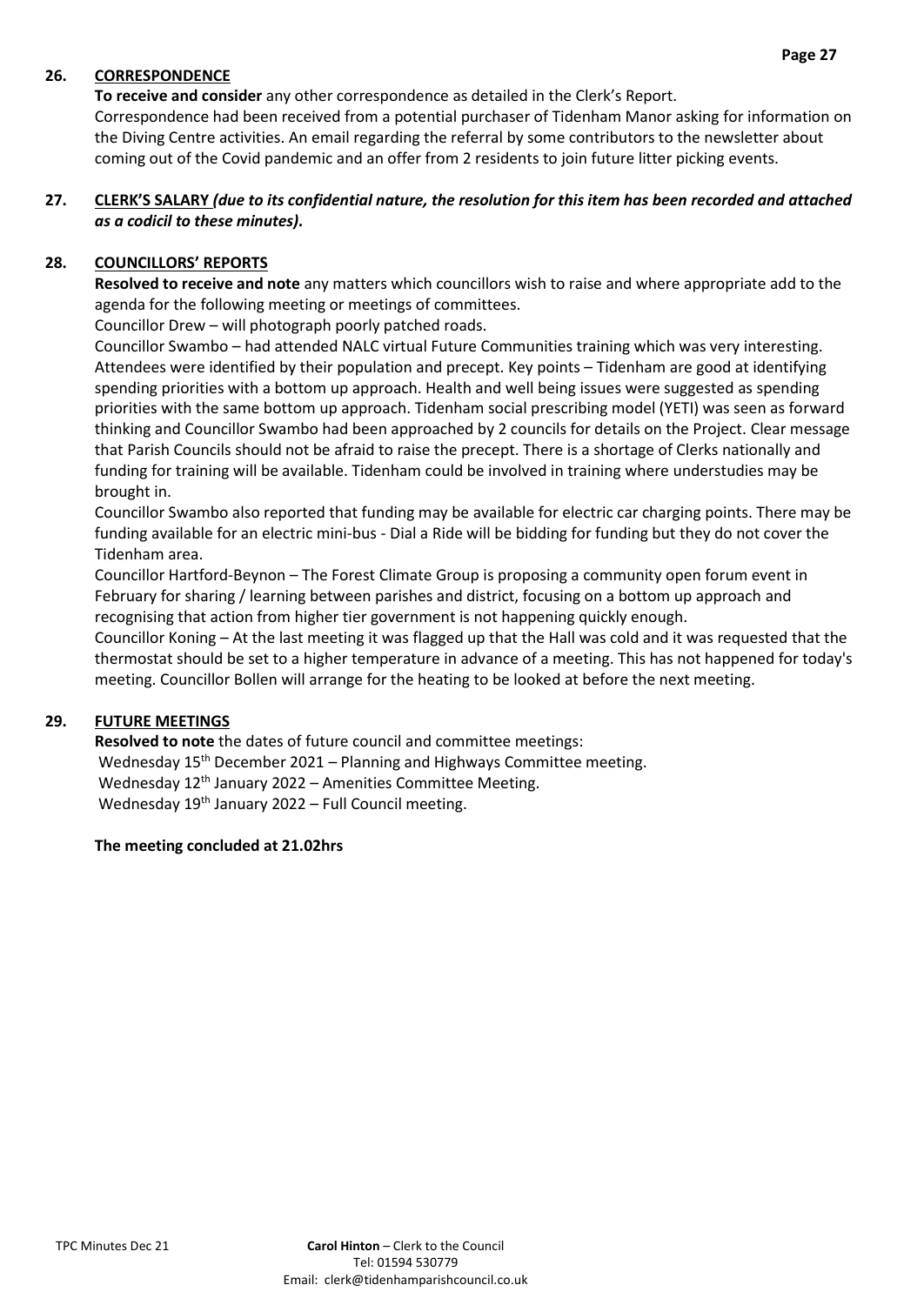## 26. CORRESPONDENCE

**To receive and consider** any other correspondence as detailed in the Clerk's Report.

Correspondence had been received from a potential purchaser of Tidenham Manor asking for information on the Diving Centre activities. An email regarding the referral by some contributors to the newsletter about coming out of the Covid pandemic and an offer from 2 residents to join future litter picking events.

## 27. CLERK'S SALARY *(due to its confidential nature, the resolution for this item has been recorded and attached as a codicil to these minutes).*

## 28. COUNCILLORS' REPORTS

**Resolved to receive and note** any matters which councillors wish to raise and where appropriate add to the agenda for the following meeting or meetings of committees.

Councillor Drew – will photograph poorly patched roads.

Councillor Swambo – had attended NALC virtual Future Communities training which was very interesting. Attendees were identified by their population and precept. Key points – Tidenham are good at identifying spending priorities with a bottom up approach. Health and well being issues were suggested as spending priorities with the same bottom up approach. Tidenham social prescribing model (YETI) was seen as forward thinking and Councillor Swambo had been approached by 2 councils for details on the Project. Clear message that Parish Councils should not be afraid to raise the precept. There is a shortage of Clerks nationally and funding for training will be available. Tidenham could be involved in training where understudies may be brought in.

Councillor Swambo also reported that funding may be available for electric car charging points. There may be funding available for an electric mini-bus - Dial a Ride will be bidding for funding but they do not cover the Tidenham area.

Councillor Hartford-Beynon – The Forest Climate Group is proposing a community open forum event in February for sharing / learning between parishes and district, focusing on a bottom up approach and recognising that action from higher tier government is not happening quickly enough.

Councillor Koning – At the last meeting it was flagged up that the Hall was cold and it was requested that the thermostat should be set to a higher temperature in advance of a meeting. This has not happened for today's meeting. Councillor Bollen will arrange for the heating to be looked at before the next meeting.

## 29. FUTURE MEETINGS

**Resolved to note** the dates of future council and committee meetings:

Wednesday 15th December 2021 – Planning and Highways Committee meeting.
Wednesday 12th January 2022 – Amenities Committee Meeting.
Wednesday 19th January 2022 – Full Council meeting.

**The meeting concluded at 21.02hrs**